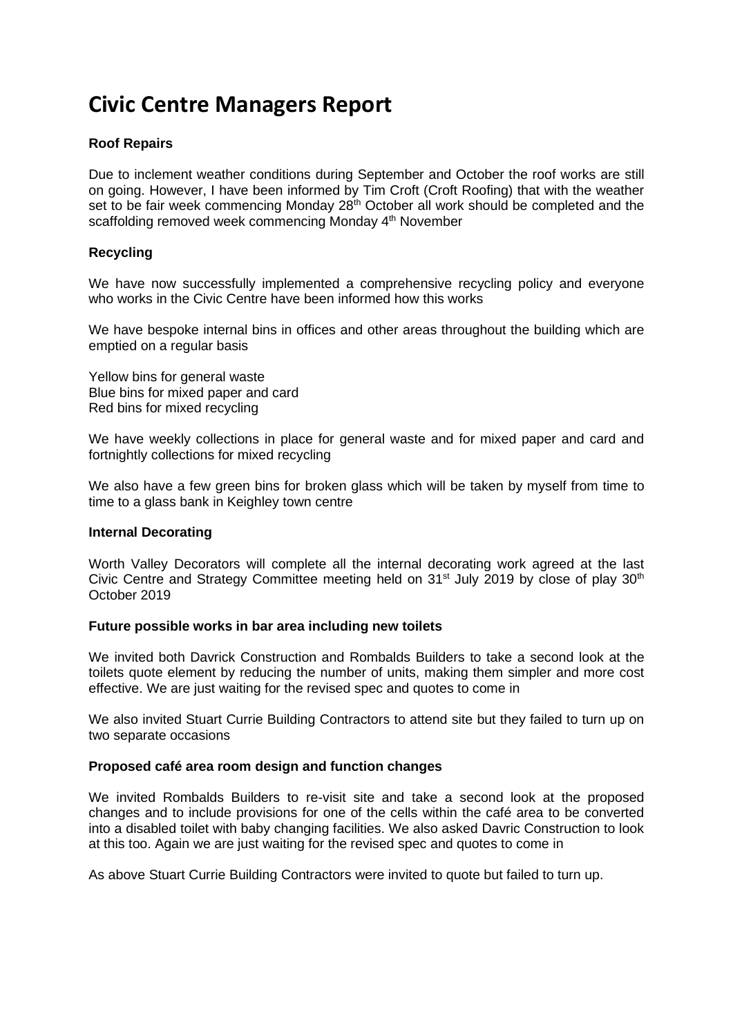# Civic Centre Managers Report

**Roof Repairs**

Due to inclement weather conditions during September and October the roof works are still on going. However, I have been informed by Tim Croft (Croft Roofing) that with the weather set to be fair week commencing Monday 28th October all work should be completed and the scaffolding removed week commencing Monday 4th November

**Recycling**

We have now successfully implemented a comprehensive recycling policy and everyone who works in the Civic Centre have been informed how this works

We have bespoke internal bins in offices and other areas throughout the building which are emptied on a regular basis

Yellow bins for general waste
Blue bins for mixed paper and card
Red bins for mixed recycling

We have weekly collections in place for general waste and for mixed paper and card and fortnightly collections for mixed recycling

We also have a few green bins for broken glass which will be taken by myself from time to time to a glass bank in Keighley town centre

**Internal Decorating**

Worth Valley Decorators will complete all the internal decorating work agreed at the last Civic Centre and Strategy Committee meeting held on 31st July 2019 by close of play 30th October 2019

**Future possible works in bar area including new toilets**

We invited both Davrick Construction and Rombalds Builders to take a second look at the toilets quote element by reducing the number of units, making them simpler and more cost effective. We are just waiting for the revised spec and quotes to come in

We also invited Stuart Currie Building Contractors to attend site but they failed to turn up on two separate occasions

**Proposed café area room design and function changes**

We invited Rombalds Builders to re-visit site and take a second look at the proposed changes and to include provisions for one of the cells within the café area to be converted into a disabled toilet with baby changing facilities. We also asked Davric Construction to look at this too. Again we are just waiting for the revised spec and quotes to come in

As above Stuart Currie Building Contractors were invited to quote but failed to turn up.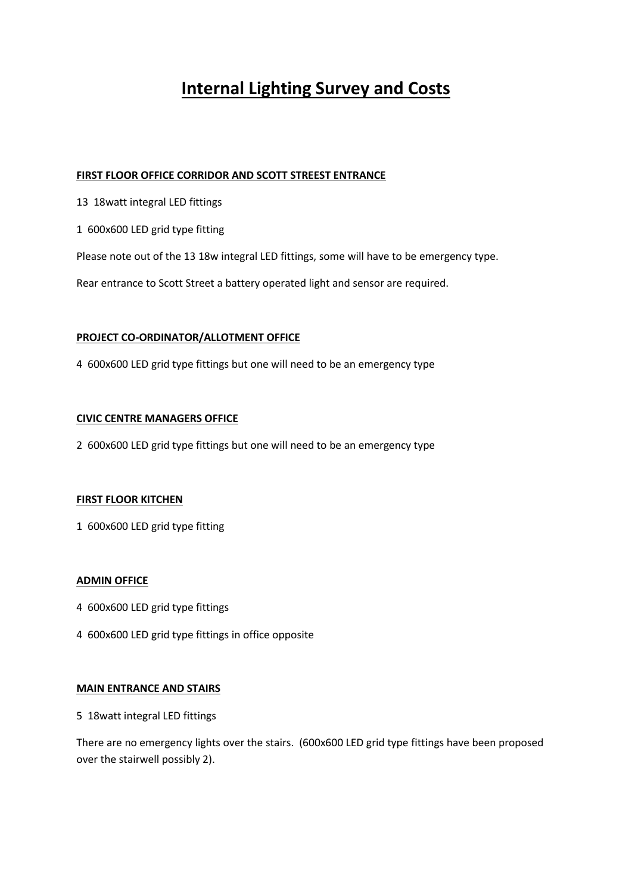# Internal Lighting Survey and Costs

**FIRST FLOOR OFFICE CORRIDOR AND SCOTT STREEST ENTRANCE**

13 18watt integral LED fittings

1 600x600 LED grid type fitting

Please note out of the 13 18w integral LED fittings, some will have to be emergency type.

Rear entrance to Scott Street a battery operated light and sensor are required.

**PROJECT CO-ORDINATOR/ALLOTMENT OFFICE**

4 600x600 LED grid type fittings but one will need to be an emergency type

**CIVIC CENTRE MANAGERS OFFICE**

2 600x600 LED grid type fittings but one will need to be an emergency type

**FIRST FLOOR KITCHEN**

1 600x600 LED grid type fitting

**ADMIN OFFICE**

4 600x600 LED grid type fittings

4 600x600 LED grid type fittings in office opposite

**MAIN ENTRANCE AND STAIRS**

5 18watt integral LED fittings

There are no emergency lights over the stairs. (600x600 LED grid type fittings have been proposed over the stairwell possibly 2).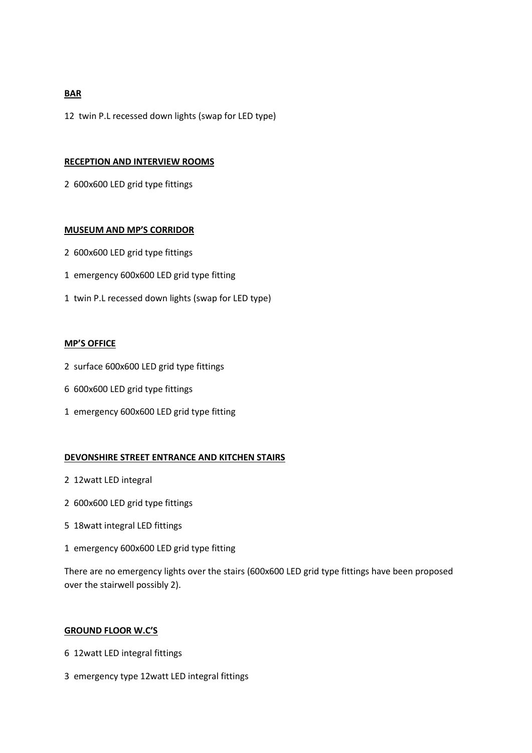**BAR**

12 twin P.L recessed down lights (swap for LED type)

**RECEPTION AND INTERVIEW ROOMS**

2 600x600 LED grid type fittings

**MUSEUM AND MP'S CORRIDOR**

2 600x600 LED grid type fittings

1 emergency 600x600 LED grid type fitting

1 twin P.L recessed down lights (swap for LED type)

**MP'S OFFICE**

2 surface 600x600 LED grid type fittings

6 600x600 LED grid type fittings

1 emergency 600x600 LED grid type fitting

**DEVONSHIRE STREET ENTRANCE AND KITCHEN STAIRS**

2 12watt LED integral

2 600x600 LED grid type fittings

5 18watt integral LED fittings

1 emergency 600x600 LED grid type fitting

There are no emergency lights over the stairs (600x600 LED grid type fittings have been proposed over the stairwell possibly 2).

**GROUND FLOOR W.C'S**

6 12watt LED integral fittings

3 emergency type 12watt LED integral fittings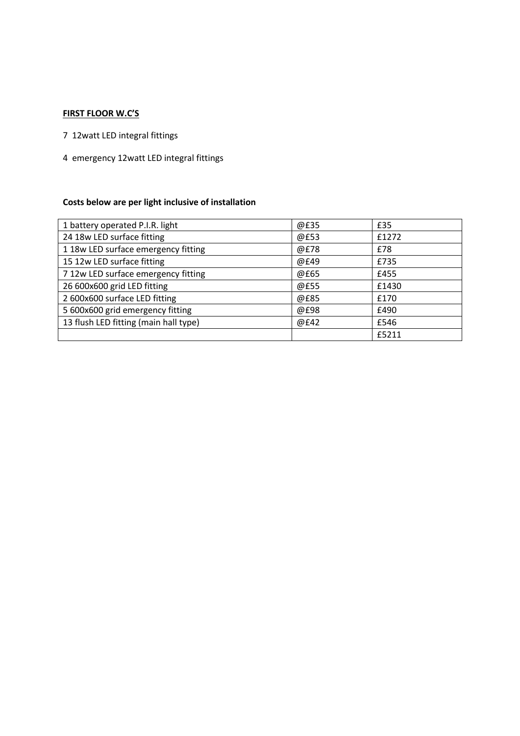**FIRST FLOOR W.C'S**

7 12watt LED integral fittings

4 emergency 12watt LED integral fittings

**Costs below are per light inclusive of installation**

| | | |
|---|---|---|
| 1 battery operated P.I.R. light | @£35 | £35 |
| 24 18w LED surface fitting | @£53 | £1272 |
| 1 18w LED surface emergency fitting | @£78 | £78 |
| 15 12w LED surface fitting | @£49 | £735 |
| 7 12w LED surface emergency fitting | @£65 | £455 |
| 26 600x600 grid LED fitting | @£55 | £1430 |
| 2 600x600 surface LED fitting | @£85 | £170 |
| 5 600x600 grid emergency fitting | @£98 | £490 |
| 13 flush LED fitting (main hall type) | @£42 | £546 |
| | | £5211 |